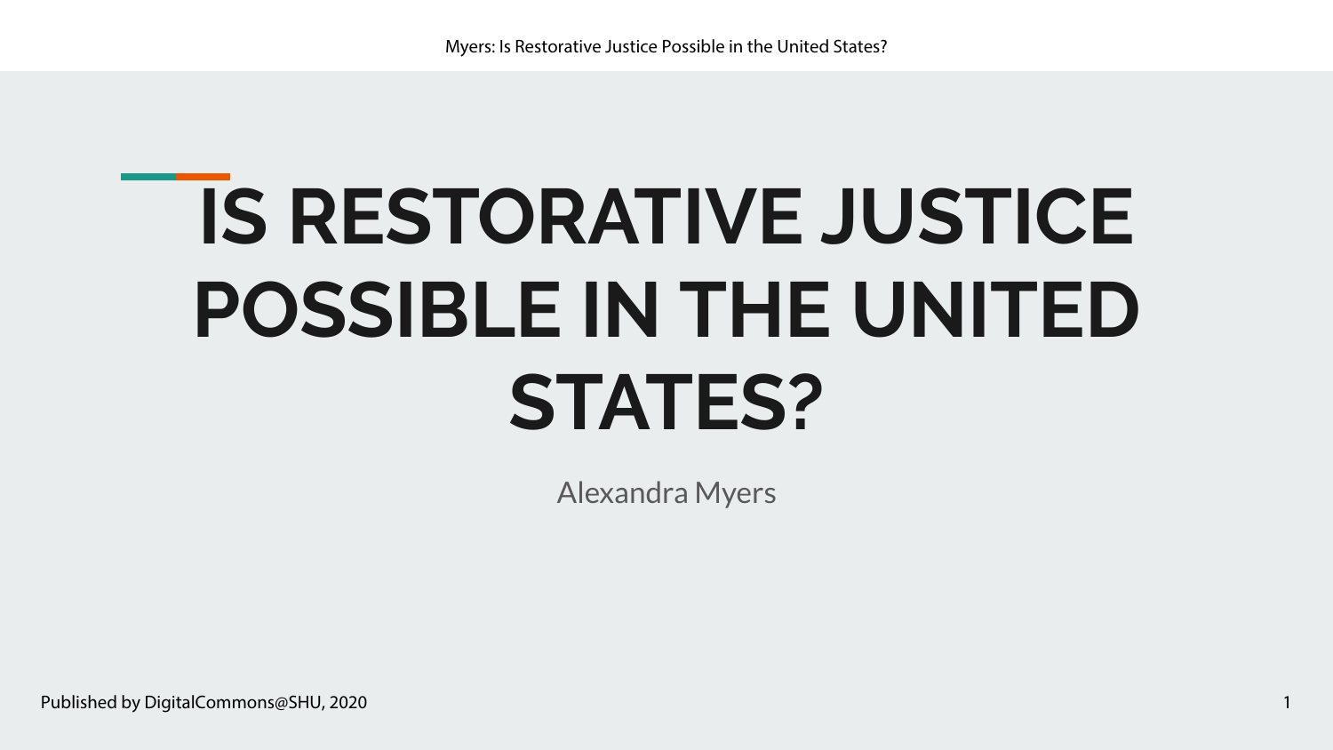# IS RESTORATIVE JUSTICE POSSIBLE IN THE UNITED STATES?

Alexandra Myers

Published by DigitalCommons@SHU, 2020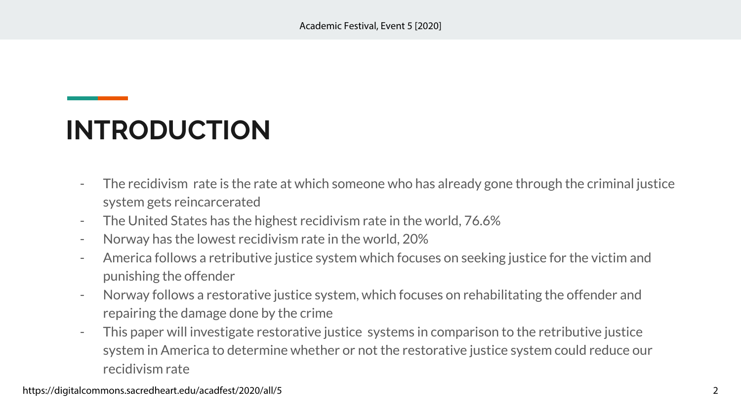# INTRODUCTION

- The recidivism rate is the rate at which someone who has already gone through the criminal justice system gets reincarcerated
- The United States has the highest recidivism rate in the world, 76.6%
- Norway has the lowest recidivism rate in the world, 20%
- America follows a retributive justice system which focuses on seeking justice for the victim and punishing the offender
- Norway follows a restorative justice system, which focuses on rehabilitating the offender and repairing the damage done by the crime
- This paper will investigate restorative justice systems in comparison to the retributive justice system in America to determine whether or not the restorative justice system could reduce our recidivism rate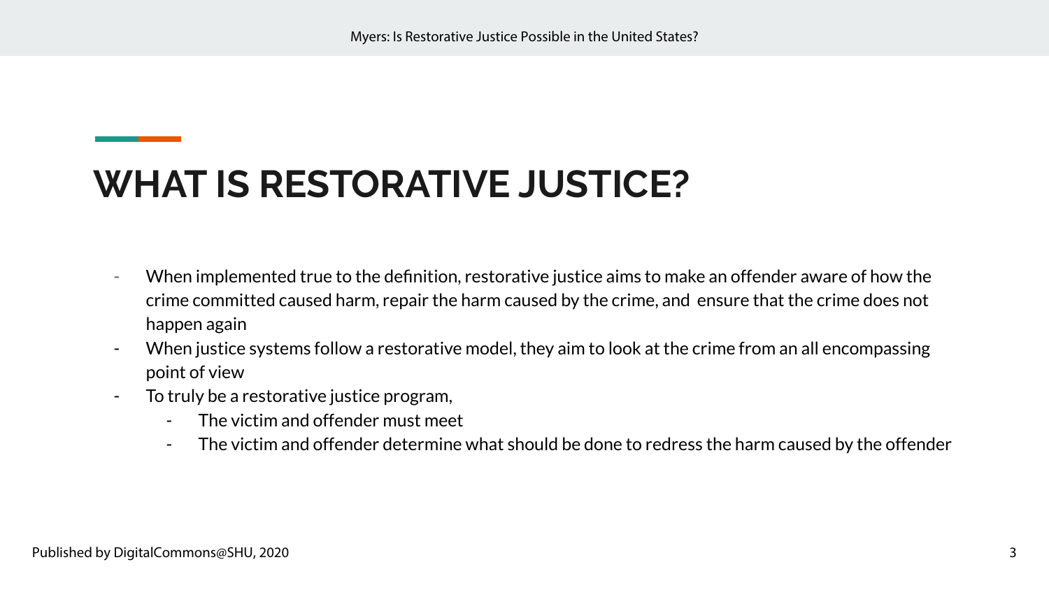# WHAT IS RESTORATIVE JUSTICE?

- When implemented true to the definition, restorative justice aims to make an offender aware of how the crime committed caused harm, repair the harm caused by the crime, and ensure that the crime does not happen again
- When justice systems follow a restorative model, they aim to look at the crime from an all encompassing point of view
- To truly be a restorative justice program,
  - The victim and offender must meet
  - The victim and offender determine what should be done to redress the harm caused by the offender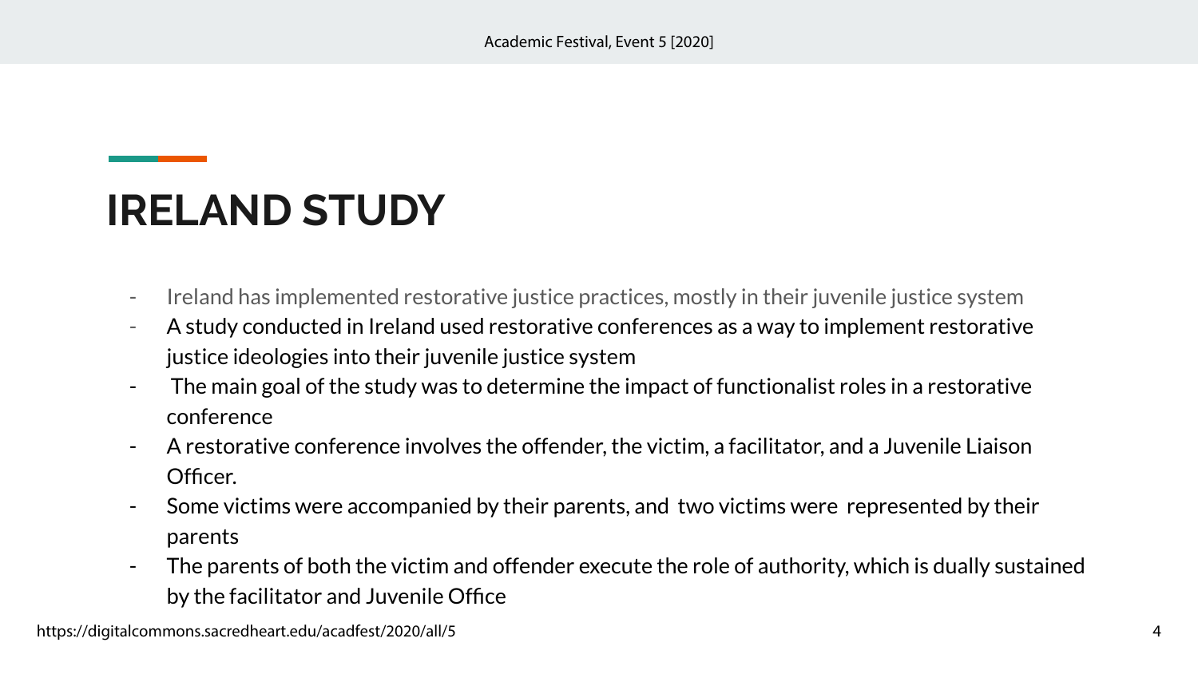# IRELAND STUDY

- Ireland has implemented restorative justice practices, mostly in their juvenile justice system
- A study conducted in Ireland used restorative conferences as a way to implement restorative justice ideologies into their juvenile justice system
- The main goal of the study was to determine the impact of functionalist roles in a restorative conference
- A restorative conference involves the offender, the victim, a facilitator, and a Juvenile Liaison Officer.
- Some victims were accompanied by their parents, and two victims were represented by their parents
- The parents of both the victim and offender execute the role of authority, which is dually sustained by the facilitator and Juvenile Office

https://digitalcommons.sacredheart.edu/acadfest/2020/all/5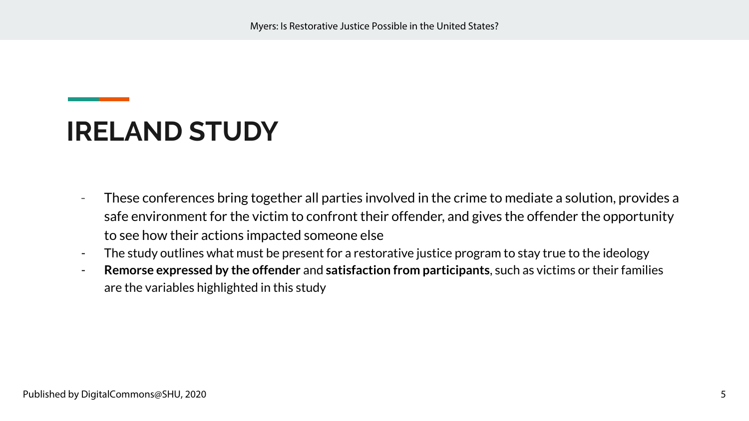# IRELAND STUDY

- These conferences bring together all parties involved in the crime to mediate a solution, provides a safe environment for the victim to confront their offender, and gives the offender the opportunity to see how their actions impacted someone else
- The study outlines what must be present for a restorative justice program to stay true to the ideology
- **Remorse expressed by the offender** and **satisfaction from participants**, such as victims or their families are the variables highlighted in this study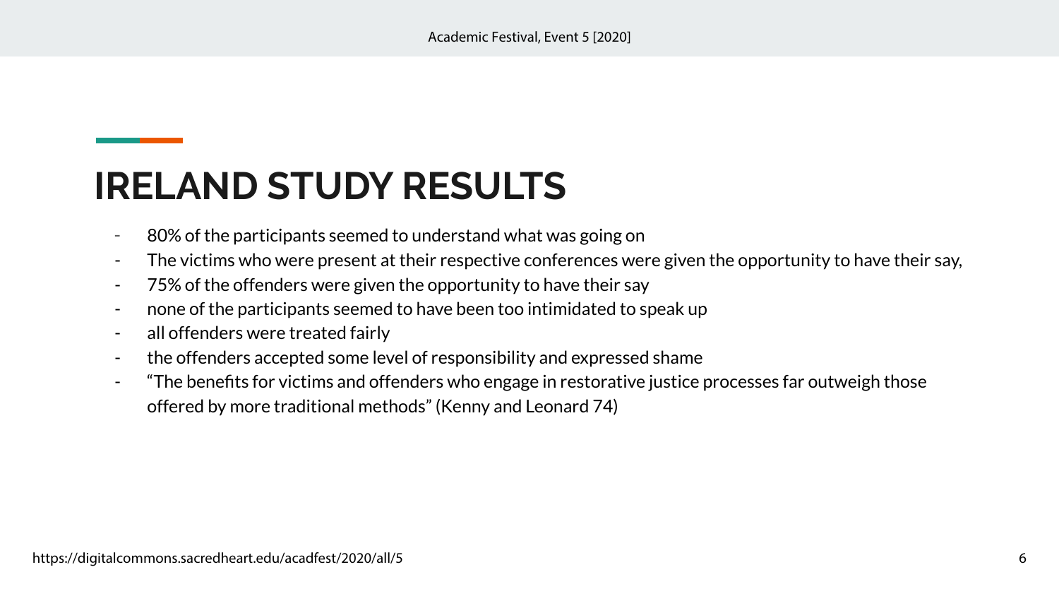## IRELAND STUDY RESULTS

- 80% of the participants seemed to understand what was going on
- The victims who were present at their respective conferences were given the opportunity to have their say,
- 75% of the offenders were given the opportunity to have their say
- none of the participants seemed to have been too intimidated to speak up
- all offenders were treated fairly
- the offenders accepted some level of responsibility and expressed shame
- "The benefits for victims and offenders who engage in restorative justice processes far outweigh those offered by more traditional methods" (Kenny and Leonard 74)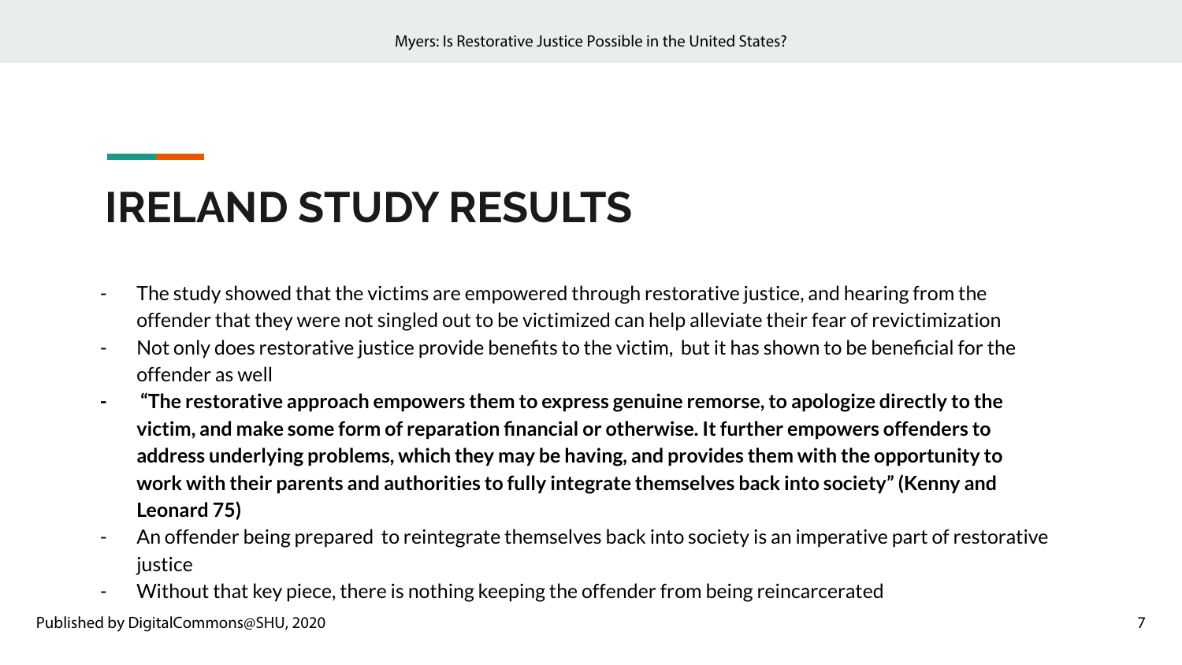## IRELAND STUDY RESULTS

- The study showed that the victims are empowered through restorative justice, and hearing from the offender that they were not singled out to be victimized can help alleviate their fear of revictimization
- Not only does restorative justice provide benefits to the victim, but it has shown to be beneficial for the offender as well
- **"The restorative approach empowers them to express genuine remorse, to apologize directly to the victim, and make some form of reparation financial or otherwise. It further empowers offenders to address underlying problems, which they may be having, and provides them with the opportunity to work with their parents and authorities to fully integrate themselves back into society" (Kenny and Leonard 75)**
- An offender being prepared to reintegrate themselves back into society is an imperative part of restorative justice
- Without that key piece, there is nothing keeping the offender from being reincarcerated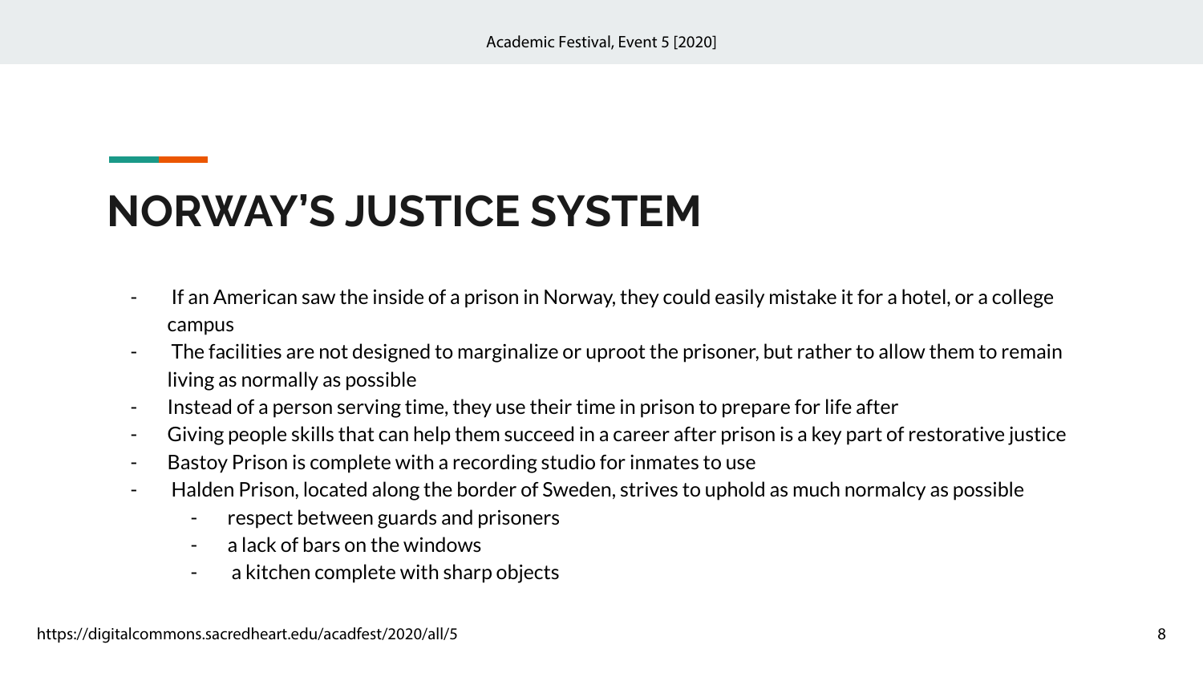# NORWAY'S JUSTICE SYSTEM

- If an American saw the inside of a prison in Norway, they could easily mistake it for a hotel, or a college campus
- The facilities are not designed to marginalize or uproot the prisoner, but rather to allow them to remain living as normally as possible
- Instead of a person serving time, they use their time in prison to prepare for life after
- Giving people skills that can help them succeed in a career after prison is a key part of restorative justice
- Bastoy Prison is complete with a recording studio for inmates to use
- Halden Prison, located along the border of Sweden, strives to uphold as much normalcy as possible
    - respect between guards and prisoners
    - a lack of bars on the windows
    - a kitchen complete with sharp objects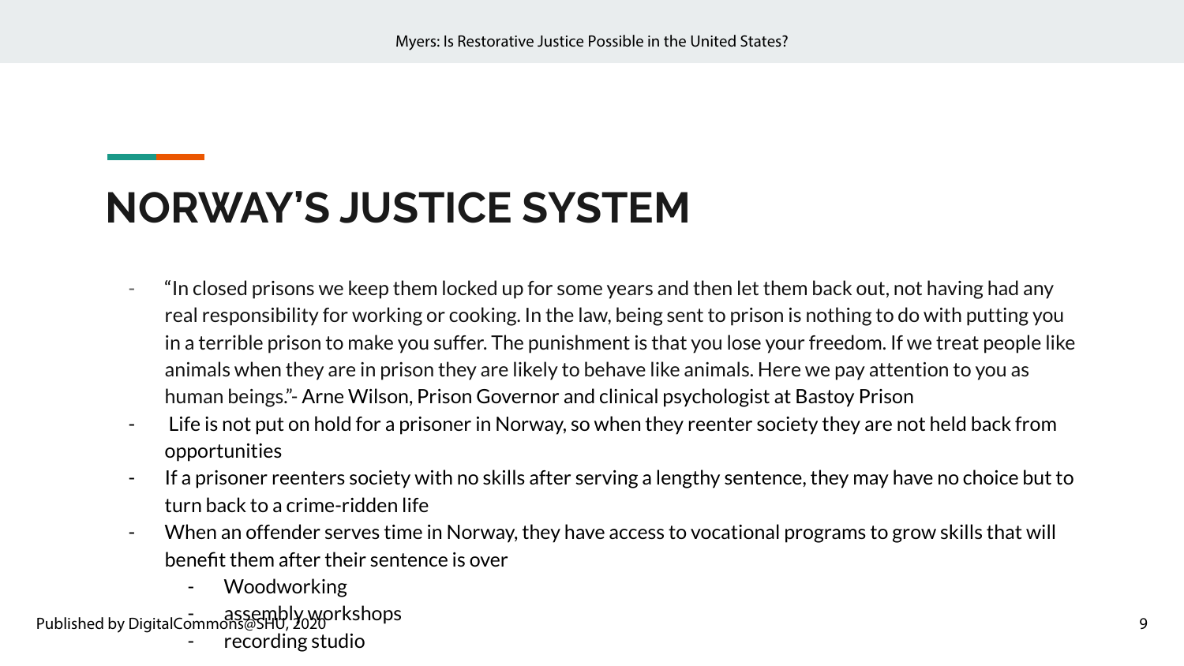## NORWAY'S JUSTICE SYSTEM

- "In closed prisons we keep them locked up for some years and then let them back out, not having had any real responsibility for working or cooking. In the law, being sent to prison is nothing to do with putting you in a terrible prison to make you suffer. The punishment is that you lose your freedom. If we treat people like animals when they are in prison they are likely to behave like animals. Here we pay attention to you as human beings."- Arne Wilson, Prison Governor and clinical psychologist at Bastoy Prison
- Life is not put on hold for a prisoner in Norway, so when they reenter society they are not held back from opportunities
- If a prisoner reenters society with no skills after serving a lengthy sentence, they may have no choice but to turn back to a crime-ridden life
- When an offender serves time in Norway, they have access to vocational programs to grow skills that will benefit them after their sentence is over
    - Woodworking
    - assembly workshops
    - recording studio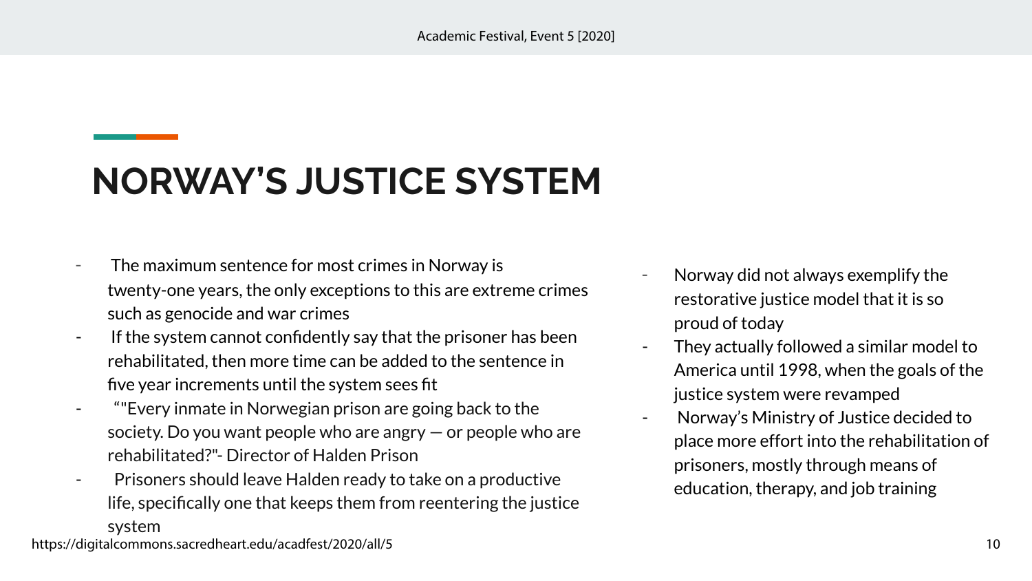# NORWAY'S JUSTICE SYSTEM

- The maximum sentence for most crimes in Norway is twenty-one years, the only exceptions to this are extreme crimes such as genocide and war crimes
- If the system cannot confidently say that the prisoner has been rehabilitated, then more time can be added to the sentence in five year increments until the system sees fit
- ""Every inmate in Norwegian prison are going back to the society. Do you want people who are angry — or people who are rehabilitated?"- Director of Halden Prison
- Prisoners should leave Halden ready to take on a productive life, specifically one that keeps them from reentering the justice system

- Norway did not always exemplify the restorative justice model that it is so proud of today
- They actually followed a similar model to America until 1998, when the goals of the justice system were revamped
- Norway's Ministry of Justice decided to place more effort into the rehabilitation of prisoners, mostly through means of education, therapy, and job training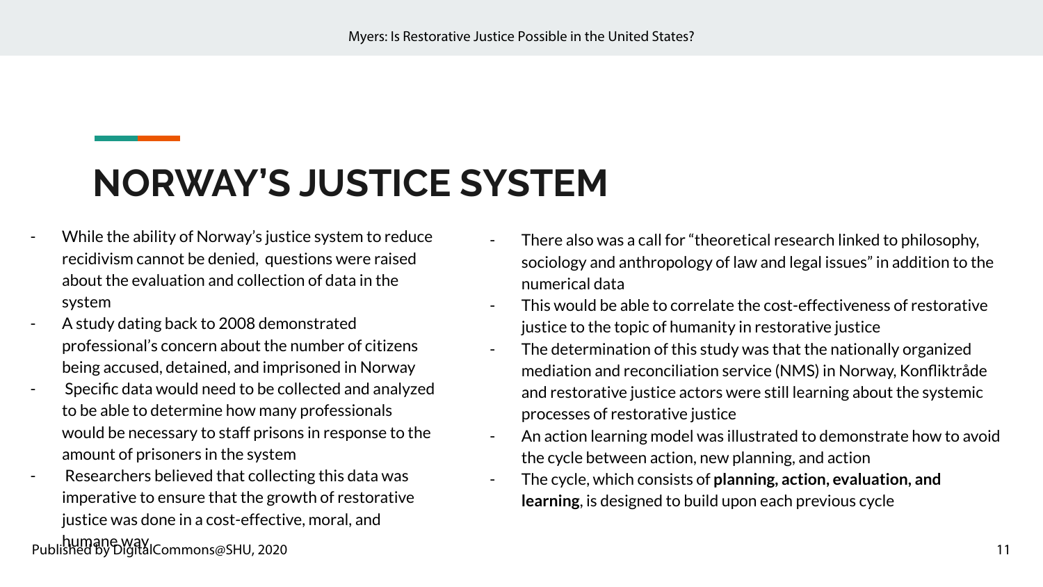# NORWAY'S JUSTICE SYSTEM

- While the ability of Norway's justice system to reduce recidivism cannot be denied, questions were raised about the evaluation and collection of data in the system
- A study dating back to 2008 demonstrated professional's concern about the number of citizens being accused, detained, and imprisoned in Norway
- Specific data would need to be collected and analyzed to be able to determine how many professionals would be necessary to staff prisons in response to the amount of prisoners in the system
- Researchers believed that collecting this data was imperative to ensure that the growth of restorative justice was done in a cost-effective, moral, and humane way
- There also was a call for "theoretical research linked to philosophy, sociology and anthropology of law and legal issues" in addition to the numerical data
- This would be able to correlate the cost-effectiveness of restorative justice to the topic of humanity in restorative justice
- The determination of this study was that the nationally organized mediation and reconciliation service (NMS) in Norway, Konfliktråde and restorative justice actors were still learning about the systemic processes of restorative justice
- An action learning model was illustrated to demonstrate how to avoid the cycle between action, new planning, and action
- The cycle, which consists of **planning, action, evaluation, and learning**, is designed to build upon each previous cycle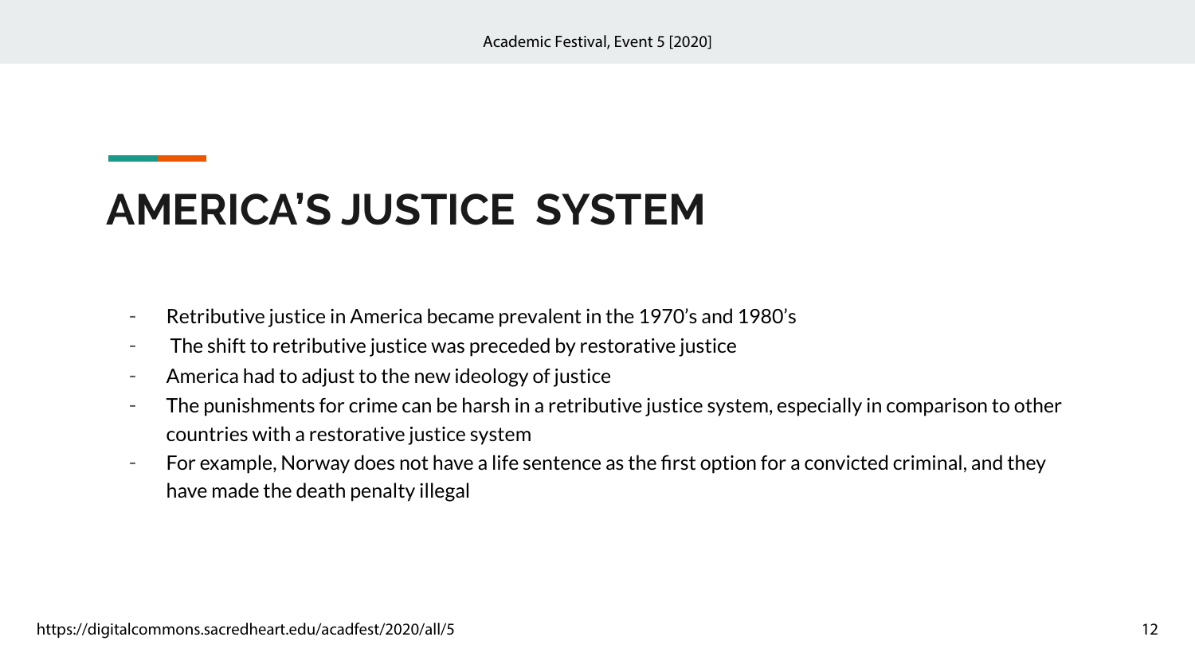# AMERICA'S JUSTICE SYSTEM

- Retributive justice in America became prevalent in the 1970's and 1980's
- The shift to retributive justice was preceded by restorative justice
- America had to adjust to the new ideology of justice
- The punishments for crime can be harsh in a retributive justice system, especially in comparison to other countries with a restorative justice system
- For example, Norway does not have a life sentence as the first option for a convicted criminal, and they have made the death penalty illegal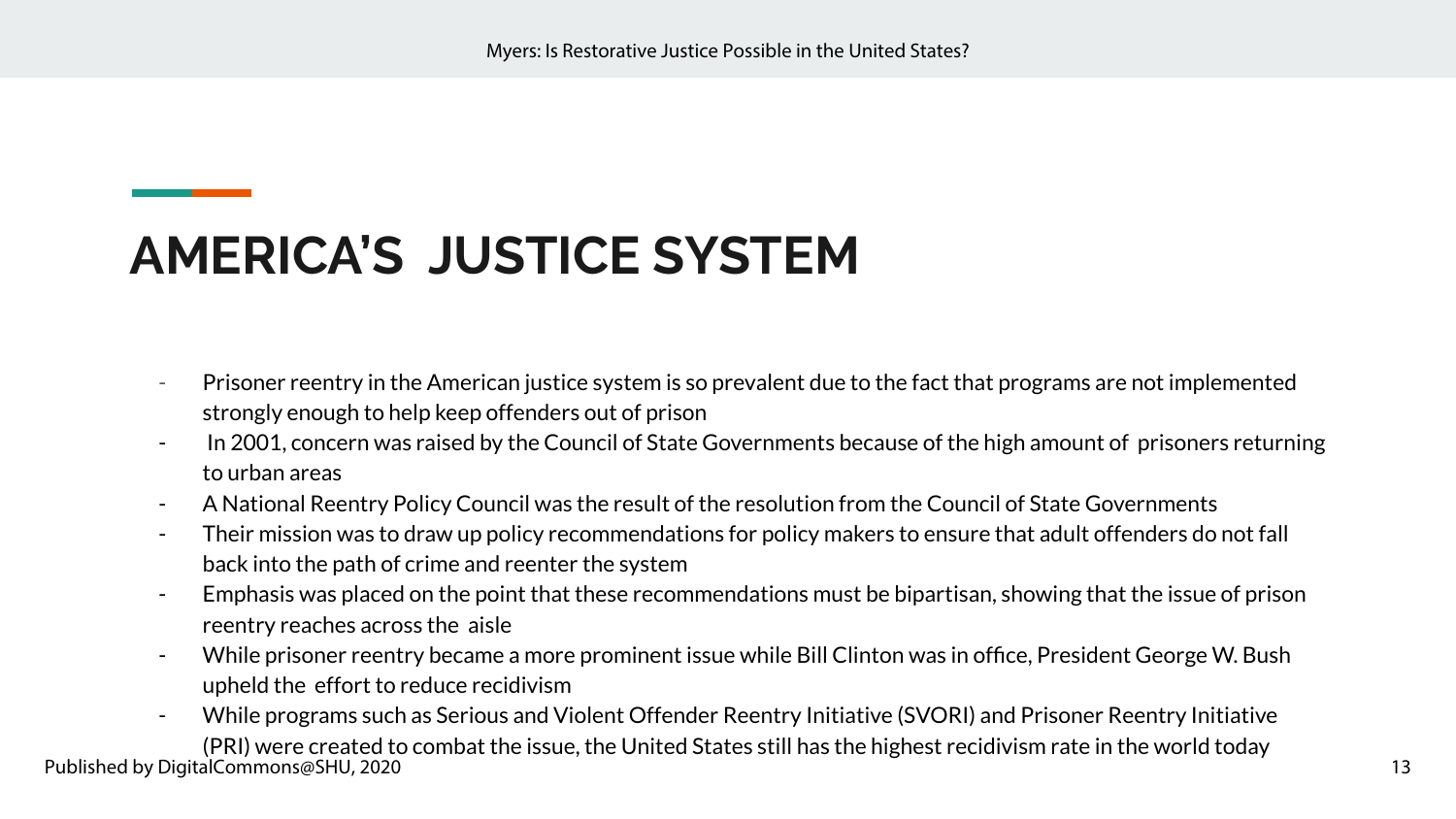# AMERICA'S JUSTICE SYSTEM

- Prisoner reentry in the American justice system is so prevalent due to the fact that programs are not implemented strongly enough to help keep offenders out of prison
- In 2001, concern was raised by the Council of State Governments because of the high amount of prisoners returning to urban areas
- A National Reentry Policy Council was the result of the resolution from the Council of State Governments
- Their mission was to draw up policy recommendations for policy makers to ensure that adult offenders do not fall back into the path of crime and reenter the system
- Emphasis was placed on the point that these recommendations must be bipartisan, showing that the issue of prison reentry reaches across the aisle
- While prisoner reentry became a more prominent issue while Bill Clinton was in office, President George W. Bush upheld the effort to reduce recidivism
- While programs such as Serious and Violent Offender Reentry Initiative (SVORI) and Prisoner Reentry Initiative (PRI) were created to combat the issue, the United States still has the highest recidivism rate in the world today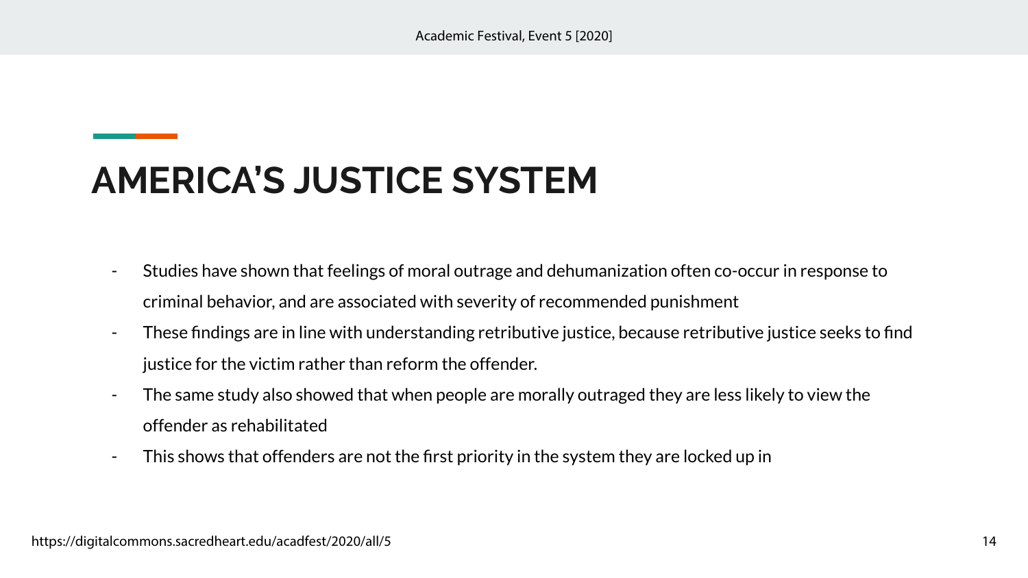# AMERICA'S JUSTICE SYSTEM

- Studies have shown that feelings of moral outrage and dehumanization often co-occur in response to criminal behavior, and are associated with severity of recommended punishment
- These findings are in line with understanding retributive justice, because retributive justice seeks to find justice for the victim rather than reform the offender.
- The same study also showed that when people are morally outraged they are less likely to view the offender as rehabilitated
- This shows that offenders are not the first priority in the system they are locked up in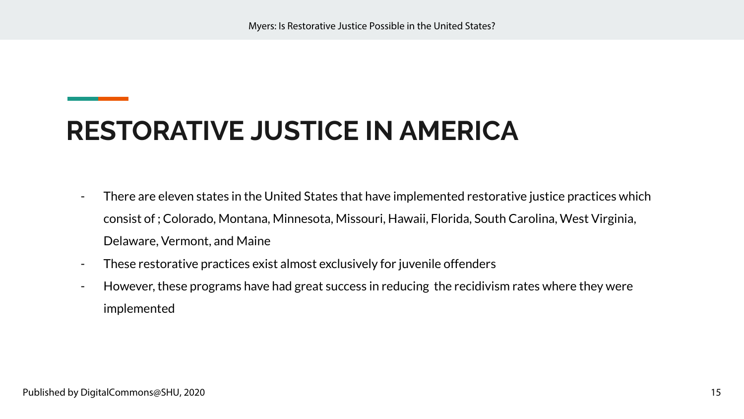# RESTORATIVE JUSTICE IN AMERICA

- There are eleven states in the United States that have implemented restorative justice practices which consist of ; Colorado, Montana, Minnesota, Missouri, Hawaii, Florida, South Carolina, West Virginia, Delaware, Vermont, and Maine
- These restorative practices exist almost exclusively for juvenile offenders
- However, these programs have had great success in reducing the recidivism rates where they were implemented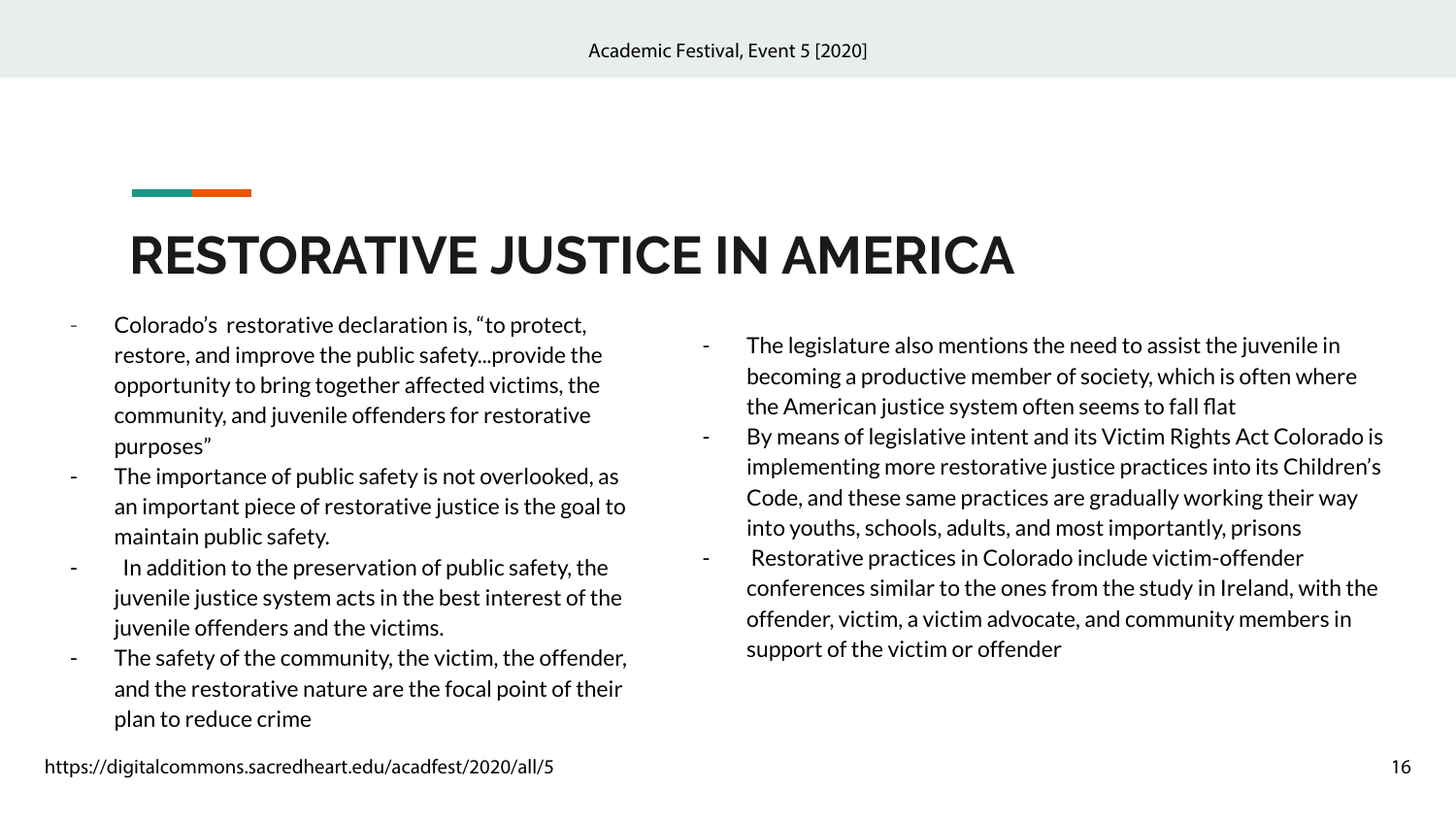# RESTORATIVE JUSTICE IN AMERICA

- Colorado's restorative declaration is, "to protect, restore, and improve the public safety...provide the opportunity to bring together affected victims, the community, and juvenile offenders for restorative purposes"
- The importance of public safety is not overlooked, as an important piece of restorative justice is the goal to maintain public safety.
- In addition to the preservation of public safety, the juvenile justice system acts in the best interest of the juvenile offenders and the victims.
- The safety of the community, the victim, the offender, and the restorative nature are the focal point of their plan to reduce crime
- The legislature also mentions the need to assist the juvenile in becoming a productive member of society, which is often where the American justice system often seems to fall flat
- By means of legislative intent and its Victim Rights Act Colorado is implementing more restorative justice practices into its Children's Code, and these same practices are gradually working their way into youths, schools, adults, and most importantly, prisons
- Restorative practices in Colorado include victim-offender conferences similar to the ones from the study in Ireland, with the offender, victim, a victim advocate, and community members in support of the victim or offender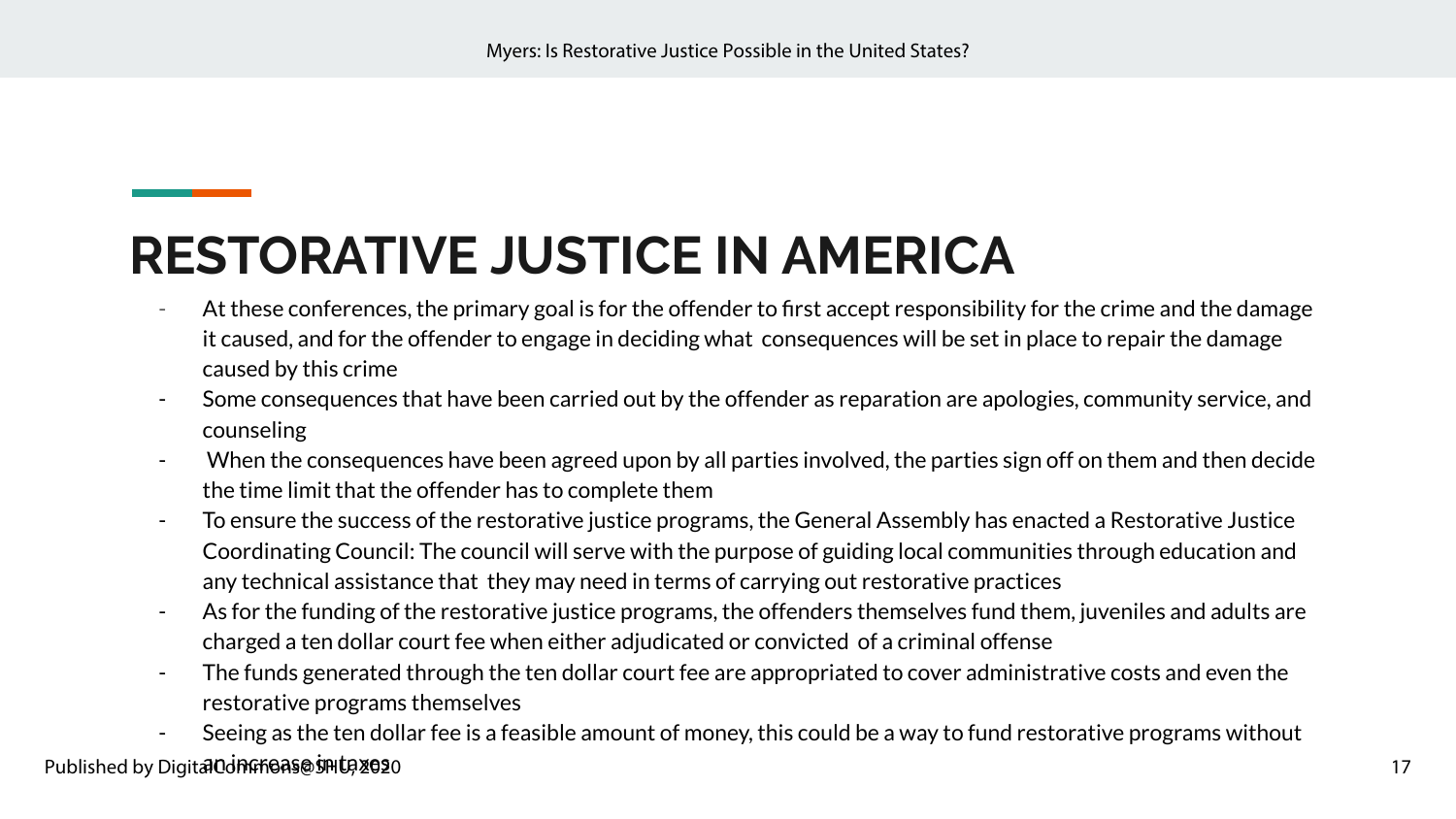# RESTORATIVE JUSTICE IN AMERICA

- At these conferences, the primary goal is for the offender to first accept responsibility for the crime and the damage it caused, and for the offender to engage in deciding what consequences will be set in place to repair the damage caused by this crime
- Some consequences that have been carried out by the offender as reparation are apologies, community service, and counseling
- When the consequences have been agreed upon by all parties involved, the parties sign off on them and then decide the time limit that the offender has to complete them
- To ensure the success of the restorative justice programs, the General Assembly has enacted a Restorative Justice Coordinating Council: The council will serve with the purpose of guiding local communities through education and any technical assistance that they may need in terms of carrying out restorative practices
- As for the funding of the restorative justice programs, the offenders themselves fund them, juveniles and adults are charged a ten dollar court fee when either adjudicated or convicted of a criminal offense
- The funds generated through the ten dollar court fee are appropriated to cover administrative costs and even the restorative programs themselves
- Seeing as the ten dollar fee is a feasible amount of money, this could be a way to fund restorative programs without an increase in taxes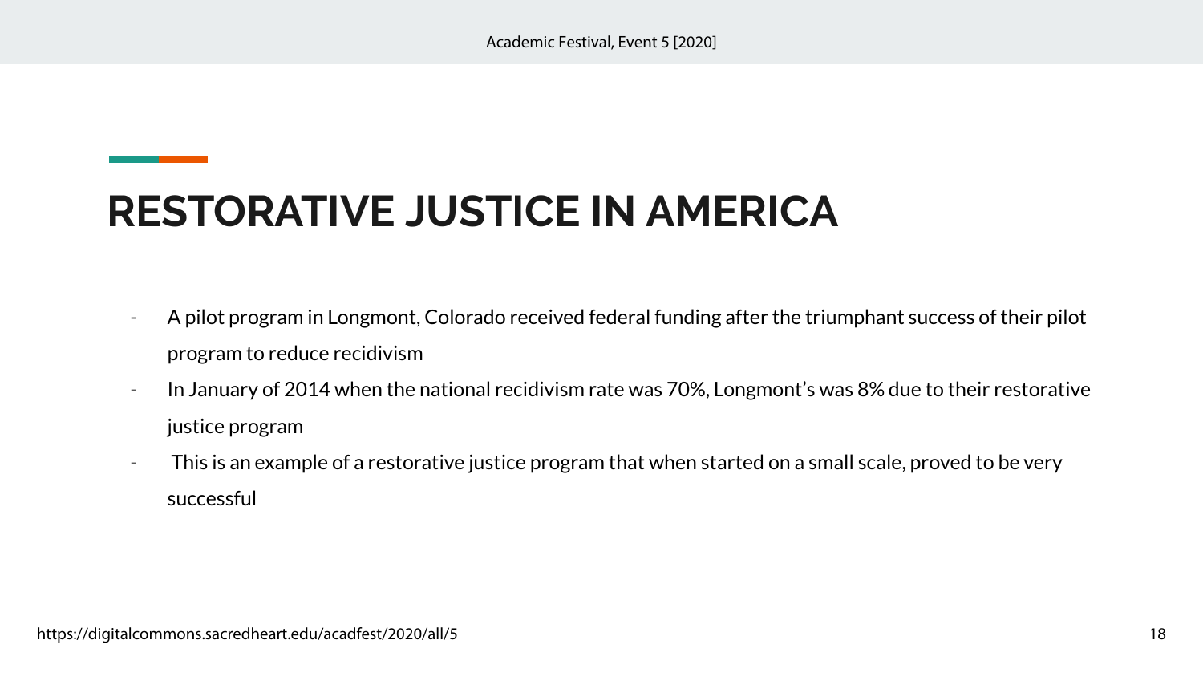# RESTORATIVE JUSTICE IN AMERICA

- A pilot program in Longmont, Colorado received federal funding after the triumphant success of their pilot program to reduce recidivism
- In January of 2014 when the national recidivism rate was 70%, Longmont's was 8% due to their restorative justice program
- This is an example of a restorative justice program that when started on a small scale, proved to be very successful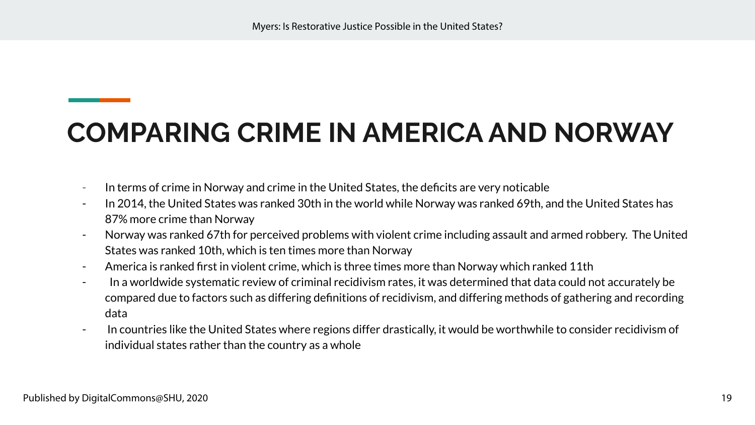## COMPARING CRIME IN AMERICA AND NORWAY

- In terms of crime in Norway and crime in the United States, the deficits are very noticable
- In 2014, the United States was ranked 30th in the world while Norway was ranked 69th, and the United States has 87% more crime than Norway
- Norway was ranked 67th for perceived problems with violent crime including assault and armed robbery. The United States was ranked 10th, which is ten times more than Norway
- America is ranked first in violent crime, which is three times more than Norway which ranked 11th
- In a worldwide systematic review of criminal recidivism rates, it was determined that data could not accurately be compared due to factors such as differing definitions of recidivism, and differing methods of gathering and recording data
- In countries like the United States where regions differ drastically, it would be worthwhile to consider recidivism of individual states rather than the country as a whole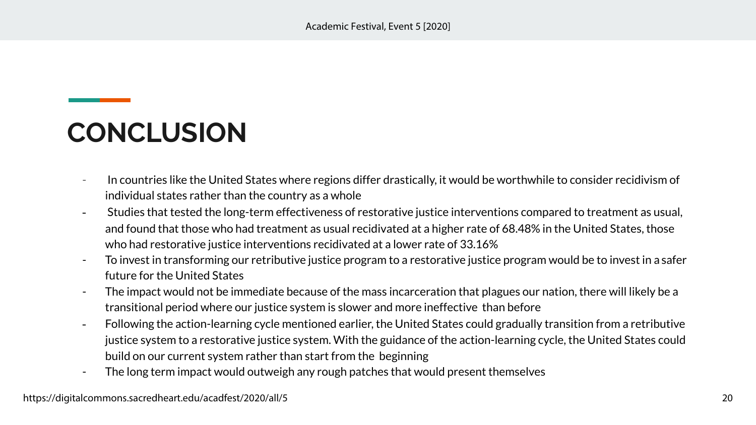# CONCLUSION

- In countries like the United States where regions differ drastically, it would be worthwhile to consider recidivism of individual states rather than the country as a whole
- Studies that tested the long-term effectiveness of restorative justice interventions compared to treatment as usual, and found that those who had treatment as usual recidivated at a higher rate of 68.48% in the United States, those who had restorative justice interventions recidivated at a lower rate of 33.16%
- To invest in transforming our retributive justice program to a restorative justice program would be to invest in a safer future for the United States
- The impact would not be immediate because of the mass incarceration that plagues our nation, there will likely be a transitional period where our justice system is slower and more ineffective than before
- Following the action-learning cycle mentioned earlier, the United States could gradually transition from a retributive justice system to a restorative justice system. With the guidance of the action-learning cycle, the United States could build on our current system rather than start from the beginning
- The long term impact would outweigh any rough patches that would present themselves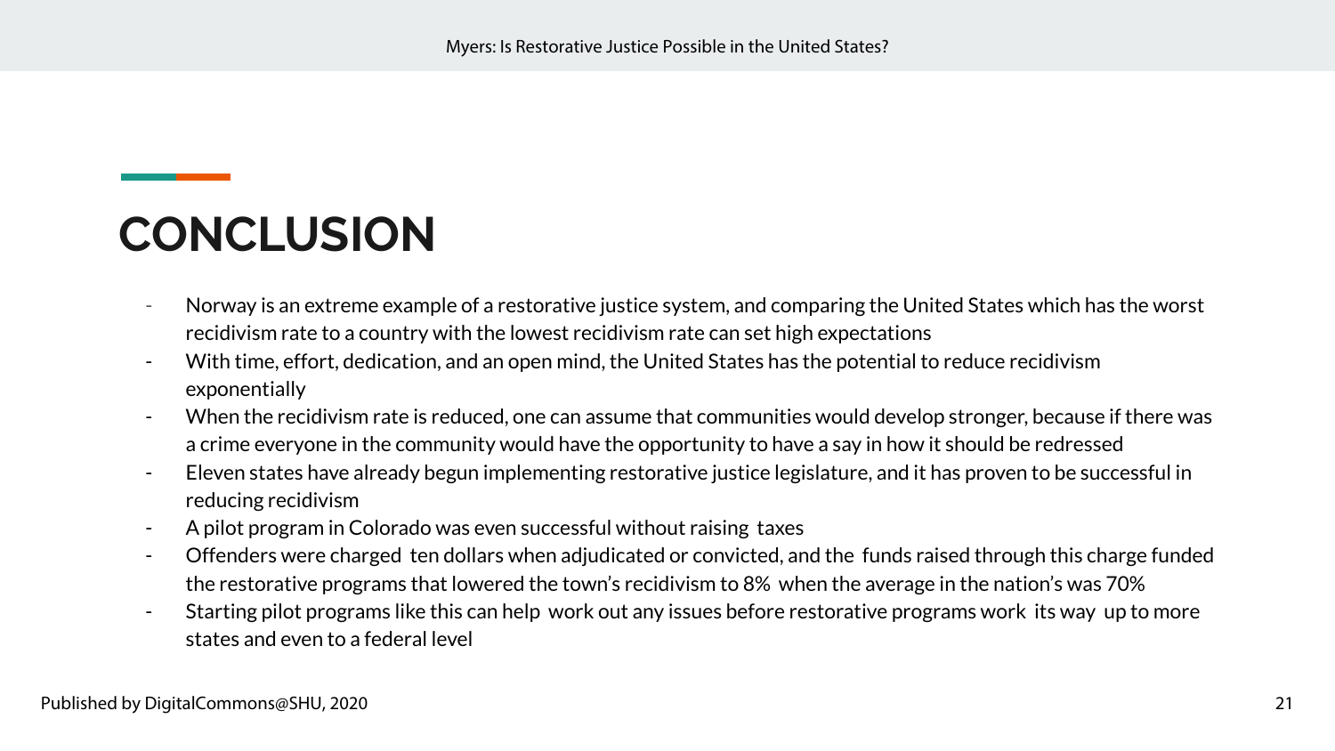## CONCLUSION

- Norway is an extreme example of a restorative justice system, and comparing the United States which has the worst recidivism rate to a country with the lowest recidivism rate can set high expectations
- With time, effort, dedication, and an open mind, the United States has the potential to reduce recidivism exponentially
- When the recidivism rate is reduced, one can assume that communities would develop stronger, because if there was a crime everyone in the community would have the opportunity to have a say in how it should be redressed
- Eleven states have already begun implementing restorative justice legislature, and it has proven to be successful in reducing recidivism
- A pilot program in Colorado was even successful without raising taxes
- Offenders were charged ten dollars when adjudicated or convicted, and the funds raised through this charge funded the restorative programs that lowered the town's recidivism to 8% when the average in the nation's was 70%
- Starting pilot programs like this can help work out any issues before restorative programs work its way up to more states and even to a federal level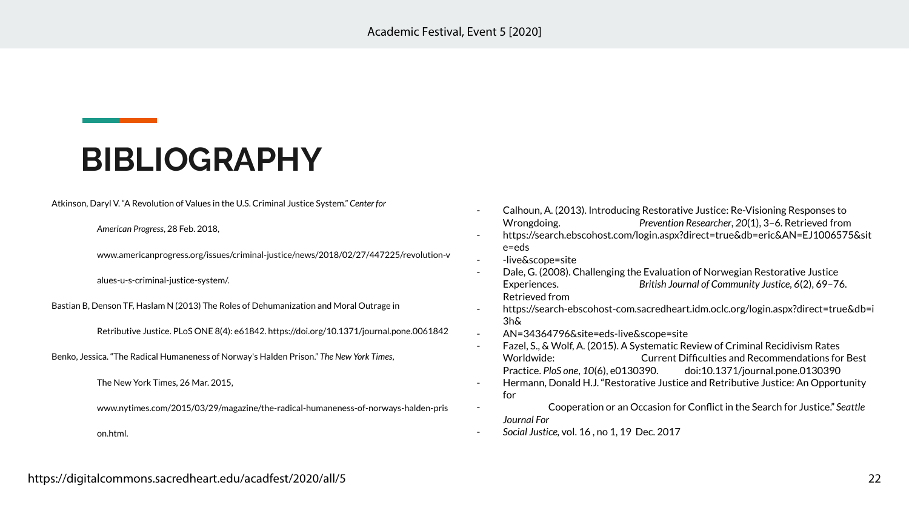# BIBLIOGRAPHY

Atkinson, Daryl V. "A Revolution of Values in the U.S. Criminal Justice System." *Center for American Progress*, 28 Feb. 2018, www.americanprogress.org/issues/criminal-justice/news/2018/02/27/447225/revolution-values-u-s-criminal-justice-system/.

Bastian B, Denson TF, Haslam N (2013) The Roles of Dehumanization and Moral Outrage in Retributive Justice. PLoS ONE 8(4): e61842. https://doi.org/10.1371/journal.pone.0061842

Benko, Jessica. "The Radical Humaneness of Norway's Halden Prison." *The New York Times*, The New York Times, 26 Mar. 2015, www.nytimes.com/2015/03/29/magazine/the-radical-humaneness-of-norways-halden-prison.html.

- Calhoun, A. (2013). Introducing Restorative Justice: Re-Visioning Responses to Wrongdoing. *Prevention Researcher*, *20*(1), 3–6. Retrieved from
- https://search.ebscohost.com/login.aspx?direct=true&db=eric&AN=EJ1006575&site=eds
- -live&scope=site
- Dale, G. (2008). Challenging the Evaluation of Norwegian Restorative Justice Experiences. *British Journal of Community Justice*, *6*(2), 69–76. Retrieved from
- https://search-ebscohost-com.sacredheart.idm.oclc.org/login.aspx?direct=true&db=i3h&
- AN=34364796&site=eds-live&scope=site
- Fazel, S., & Wolf, A. (2015). A Systematic Review of Criminal Recidivism Rates Worldwide: Current Difficulties and Recommendations for Best Practice. *PloS one*, *10*(6), e0130390. doi:10.1371/journal.pone.0130390
- Hermann, Donald H.J. "Restorative Justice and Retributive Justice: An Opportunity for
- Cooperation or an Occasion for Conflict in the Search for Justice." *Seattle Journal For*
- *Social Justice*, vol. 16 , no 1, 19 Dec. 2017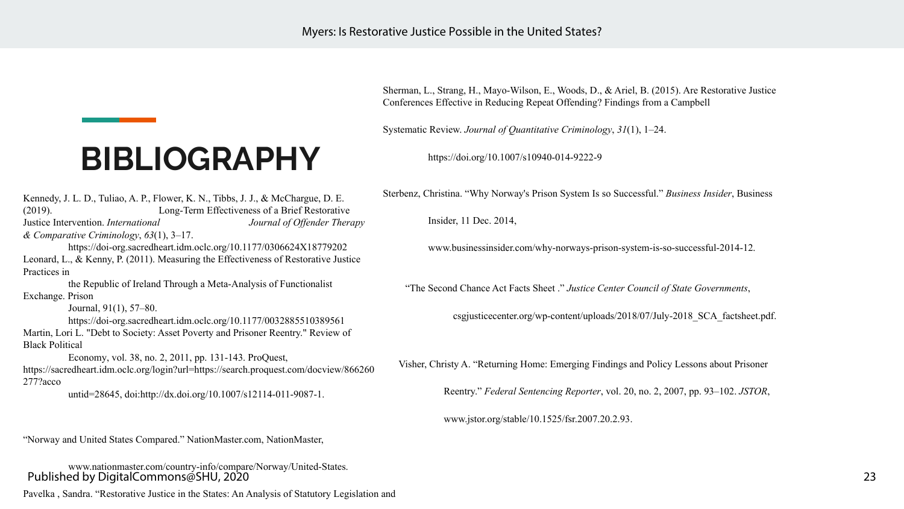# BIBLIOGRAPHY

Kennedy, J. L. D., Tuliao, A. P., Flower, K. N., Tibbs, J. J., & McChargue, D. E. (2019). Long-Term Effectiveness of a Brief Restorative Justice Intervention. *International Journal of Offender Therapy & Comparative Criminology*, *63*(1), 3–17. https://doi-org.sacredheart.idm.oclc.org/10.1177/0306624X18779202

Leonard, L., & Kenny, P. (2011). Measuring the Effectiveness of Restorative Justice Practices in the Republic of Ireland Through a Meta-Analysis of Functionalist Exchange. Prison Journal, 91(1), 57–80. https://doi-org.sacredheart.idm.oclc.org/10.1177/0032885510389561

Martin, Lori L. "Debt to Society: Asset Poverty and Prisoner Reentry." Review of Black Political Economy, vol. 38, no. 2, 2011, pp. 131-143. ProQuest, https://sacredheart.idm.oclc.org/login?url=https://search.proquest.com/docview/866260277?accountid=28645, doi:http://dx.doi.org/10.1007/s12114-011-9087-1.

"Norway and United States Compared." NationMaster.com, NationMaster, www.nationmaster.com/country-info/compare/Norway/United-States.

Pavelka , Sandra. "Restorative Justice in the States: An Analysis of Statutory Legislation and

Sherman, L., Strang, H., Mayo-Wilson, E., Woods, D., & Ariel, B. (2015). Are Restorative Justice Conferences Effective in Reducing Repeat Offending? Findings from a Campbell Systematic Review. *Journal of Quantitative Criminology*, *31*(1), 1–24. https://doi.org/10.1007/s10940-014-9222-9

Sterbenz, Christina. "Why Norway's Prison System Is so Successful." *Business Insider*, Business Insider, 11 Dec. 2014, www.businessinsider.com/why-norways-prison-system-is-so-successful-2014-12.

"The Second Chance Act Facts Sheet ." *Justice Center Council of State Governments*, csgjusticecenter.org/wp-content/uploads/2018/07/July-2018_SCA_factsheet.pdf.

Visher, Christy A. "Returning Home: Emerging Findings and Policy Lessons about Prisoner Reentry." *Federal Sentencing Reporter*, vol. 20, no. 2, 2007, pp. 93–102. *JSTOR*, www.jstor.org/stable/10.1525/fsr.2007.20.2.93.